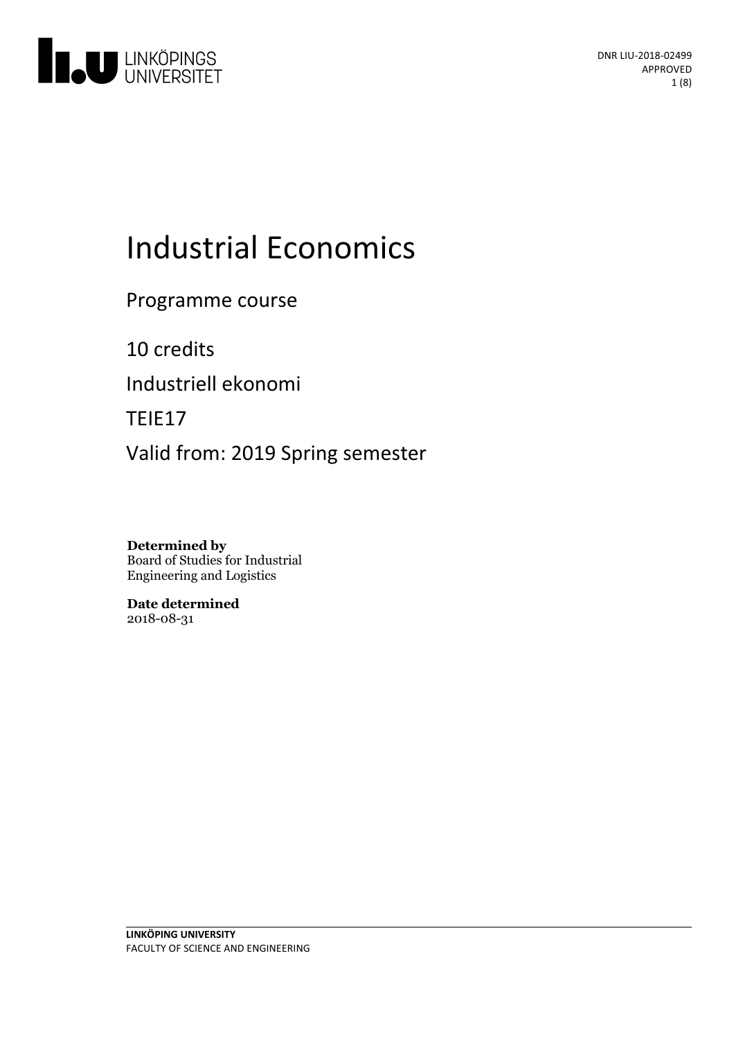DNR LIU-2018-02499
APPROVED

# Industrial Economics

Programme course

10 credits

Industriell ekonomi

TEIE17

Valid from: 2019 Spring semester

**Determined by**
Board of Studies for Industrial Engineering and Logistics

**Date determined**
2018-08-31

**LINKÖPING UNIVERSITY**
FACULTY OF SCIENCE AND ENGINEERING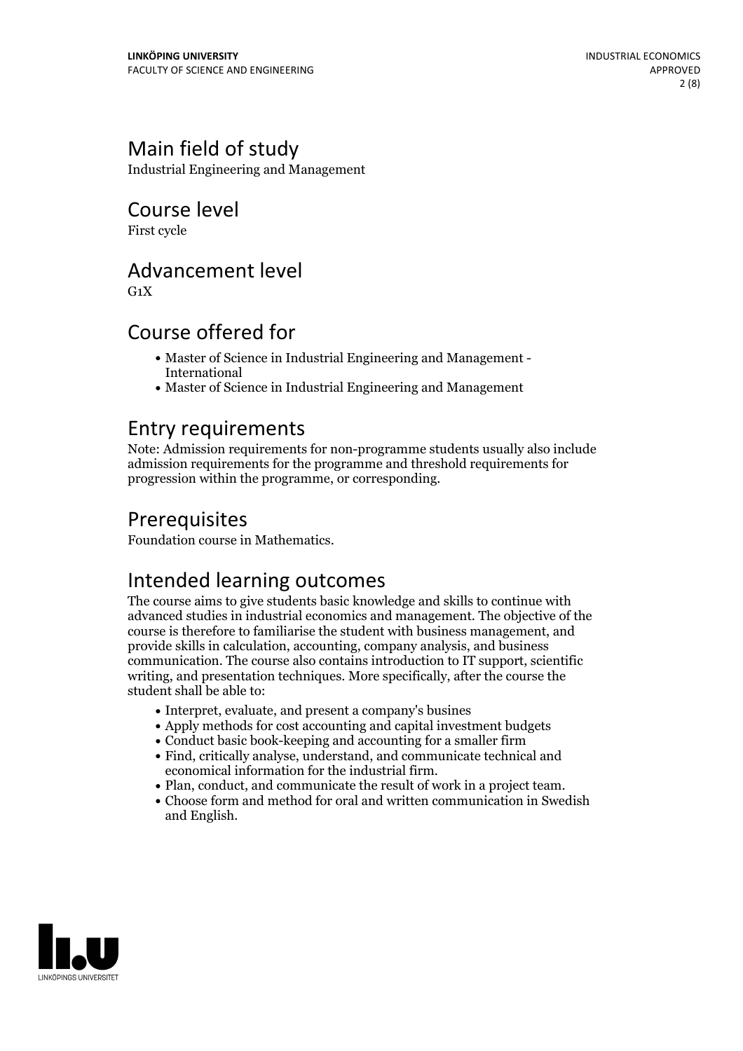## Main field of study

Industrial Engineering and Management

## Course level

First cycle

## Advancement level

G1X

## Course offered for

- Master of Science in Industrial Engineering and Management - International
- Master of Science in Industrial Engineering and Management

## Entry requirements

Note: Admission requirements for non-programme students usually also include admission requirements for the programme and threshold requirements for progression within the programme, or corresponding.

## Prerequisites

Foundation course in Mathematics.

## Intended learning outcomes

The course aims to give students basic knowledge and skills to continue with advanced studies in industrial economics and management. The objective of the course is therefore to familiarise the student with business management, and provide skills in calculation, accounting, company analysis, and business communication. The course also contains introduction to IT support, scientific writing, and presentation techniques. More specifically, after the course the student shall be able to:

- Interpret, evaluate, and present a company's busines
- Apply methods for cost accounting and capital investment budgets
- Conduct basic book-keeping and accounting for a smaller firm
- Find, critically analyse, understand, and communicate technical and economical information for the industrial firm.
- Plan, conduct, and communicate the result of work in a project team.
- Choose form and method for oral and written communication in Swedish and English.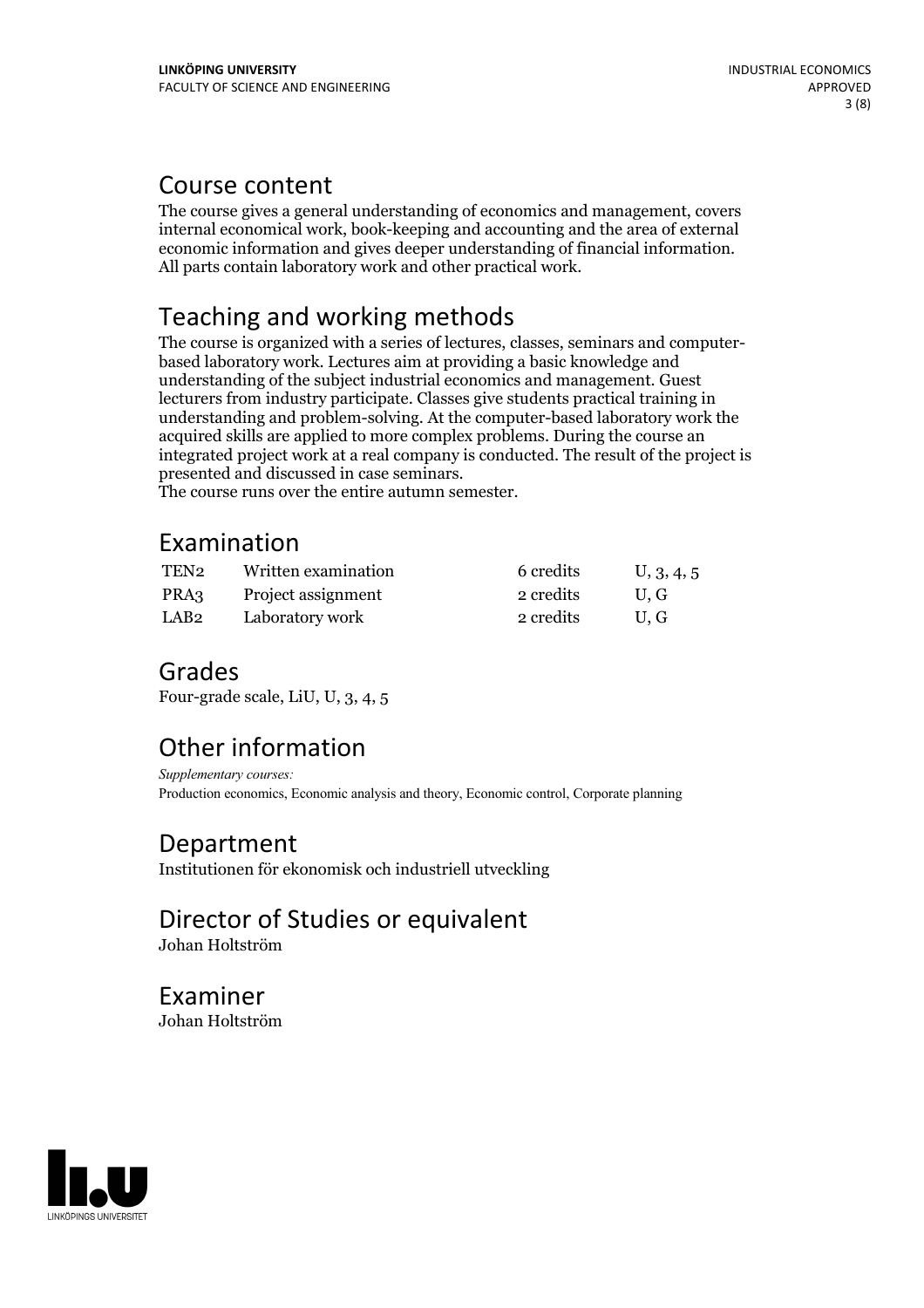## Course content

The course gives a general understanding of economics and management, covers internal economical work, book-keeping and accounting and the area of external economic information and gives deeper understanding of financial information. All parts contain laboratory work and other practical work.

## Teaching and working methods

The course is organized with a series of lectures, classes, seminars and computer-based laboratory work. Lectures aim at providing a basic knowledge and understanding of the subject industrial economics and management. Guest lecturers from industry participate. Classes give students practical training in understanding and problem-solving. At the computer-based laboratory work the acquired skills are applied to more complex problems. During the course an integrated project work at a real company is conducted. The result of the project is presented and discussed in case seminars.
The course runs over the entire autumn semester.

## Examination

| | | | |
|---|---|---|---|
| TEN2 | Written examination | 6 credits | U, 3, 4, 5 |
| PRA3 | Project assignment | 2 credits | U, G |
| LAB2 | Laboratory work | 2 credits | U, G |

## Grades

Four-grade scale, LiU, U, 3, 4, 5

## Other information

*Supplementary courses:*
Production economics, Economic analysis and theory, Economic control, Corporate planning

## Department

Institutionen för ekonomisk och industriell utveckling

## Director of Studies or equivalent

Johan Holtström

## Examiner

Johan Holtström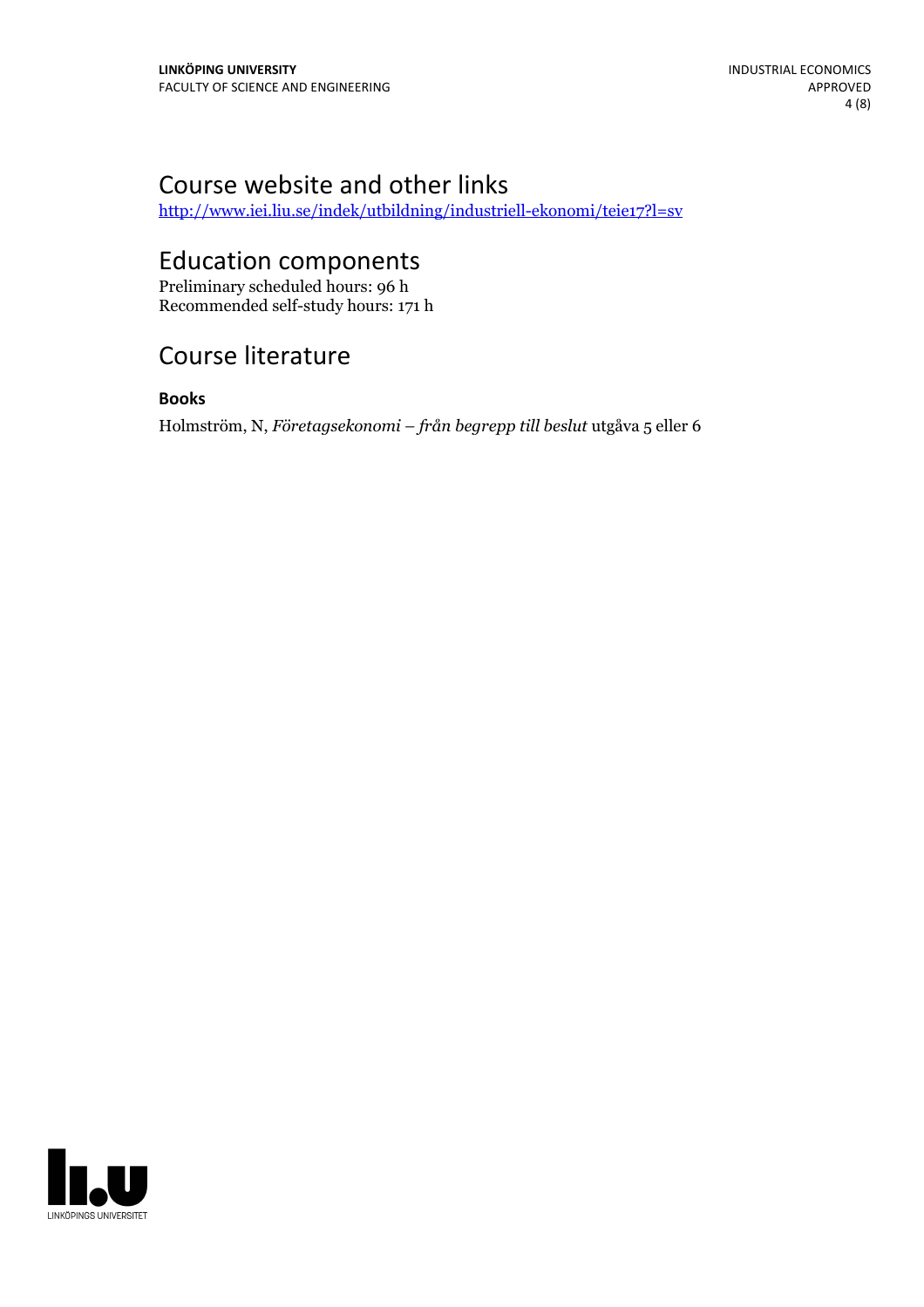## Course website and other links

http://www.iei.liu.se/indek/utbildning/industriell-ekonomi/teie17?l=sv

## Education components

Preliminary scheduled hours: 96 h
Recommended self-study hours: 171 h

## Course literature

**Books**

Holmström, N, *Företagsekonomi – från begrepp till beslut* utgåva 5 eller 6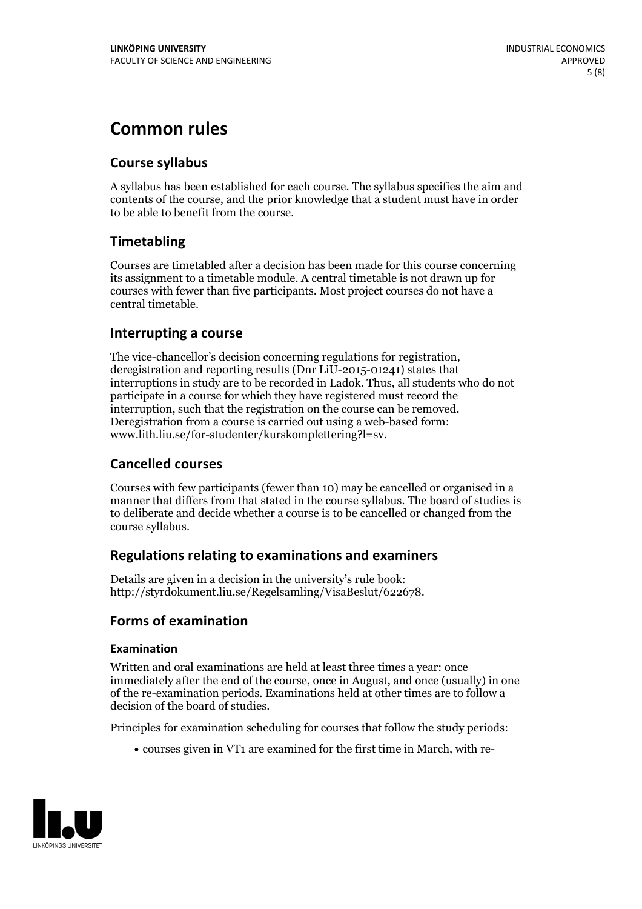# Common rules

## Course syllabus

A syllabus has been established for each course. The syllabus specifies the aim and contents of the course, and the prior knowledge that a student must have in order to be able to benefit from the course.

## Timetabling

Courses are timetabled after a decision has been made for this course concerning its assignment to a timetable module. A central timetable is not drawn up for courses with fewer than five participants. Most project courses do not have a central timetable.

## Interrupting a course

The vice-chancellor's decision concerning regulations for registration, deregistration and reporting results (Dnr LiU-2015-01241) states that interruptions in study are to be recorded in Ladok. Thus, all students who do not participate in a course for which they have registered must record the interruption, such that the registration on the course can be removed. Deregistration from a course is carried out using a web-based form: www.lith.liu.se/for-studenter/kurskomplettering?l=sv.

## Cancelled courses

Courses with few participants (fewer than 10) may be cancelled or organised in a manner that differs from that stated in the course syllabus. The board of studies is to deliberate and decide whether a course is to be cancelled or changed from the course syllabus.

## Regulations relating to examinations and examiners

Details are given in a decision in the university's rule book: http://styrdokument.liu.se/Regelsamling/VisaBeslut/622678.

## Forms of examination

### Examination

Written and oral examinations are held at least three times a year: once immediately after the end of the course, once in August, and once (usually) in one of the re-examination periods. Examinations held at other times are to follow a decision of the board of studies.

Principles for examination scheduling for courses that follow the study periods:

- courses given in VT1 are examined for the first time in March, with re-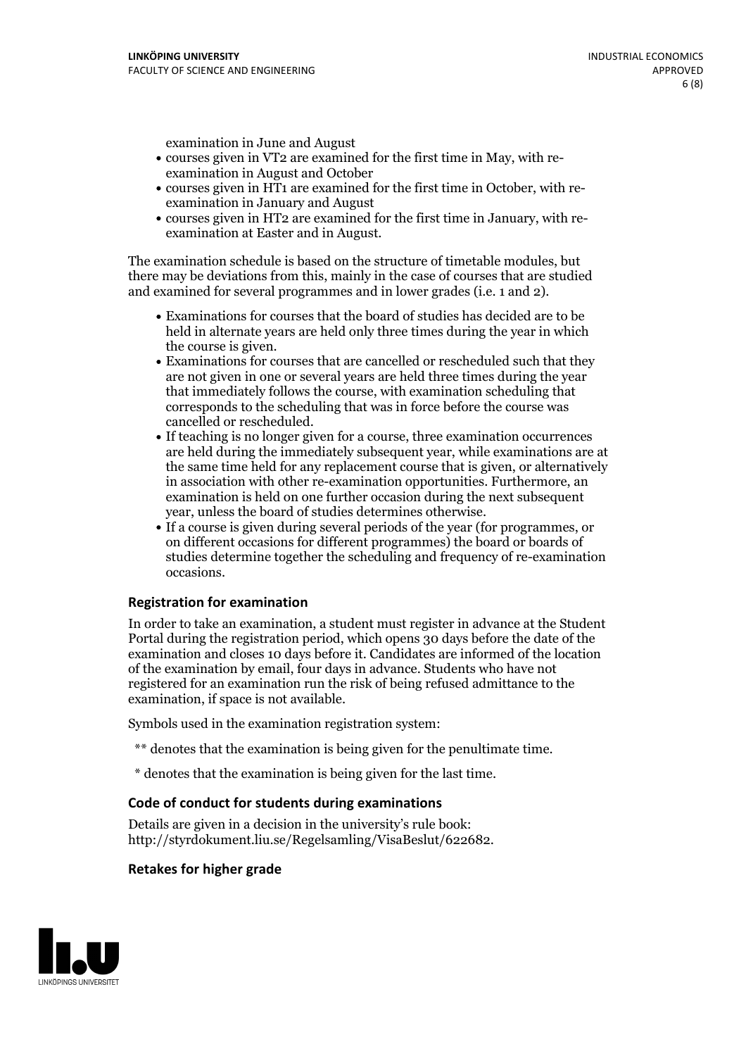examination in June and August

- courses given in VT2 are examined for the first time in May, with re-examination in August and October
- courses given in HT1 are examined for the first time in October, with re-examination in January and August
- courses given in HT2 are examined for the first time in January, with re-examination at Easter and in August.

The examination schedule is based on the structure of timetable modules, but there may be deviations from this, mainly in the case of courses that are studied and examined for several programmes and in lower grades (i.e. 1 and 2).

- Examinations for courses that the board of studies has decided are to be held in alternate years are held only three times during the year in which the course is given.
- Examinations for courses that are cancelled or rescheduled such that they are not given in one or several years are held three times during the year that immediately follows the course, with examination scheduling that corresponds to the scheduling that was in force before the course was cancelled or rescheduled.
- If teaching is no longer given for a course, three examination occurrences are held during the immediately subsequent year, while examinations are at the same time held for any replacement course that is given, or alternatively in association with other re-examination opportunities. Furthermore, an examination is held on one further occasion during the next subsequent year, unless the board of studies determines otherwise.
- If a course is given during several periods of the year (for programmes, or on different occasions for different programmes) the board or boards of studies determine together the scheduling and frequency of re-examination occasions.

### Registration for examination

In order to take an examination, a student must register in advance at the Student Portal during the registration period, which opens 30 days before the date of the examination and closes 10 days before it. Candidates are informed of the location of the examination by email, four days in advance. Students who have not registered for an examination run the risk of being refused admittance to the examination, if space is not available.

Symbols used in the examination registration system:

** denotes that the examination is being given for the penultimate time.

* denotes that the examination is being given for the last time.

### Code of conduct for students during examinations

Details are given in a decision in the university's rule book: http://styrdokument.liu.se/Regelsamling/VisaBeslut/622682.

### Retakes for higher grade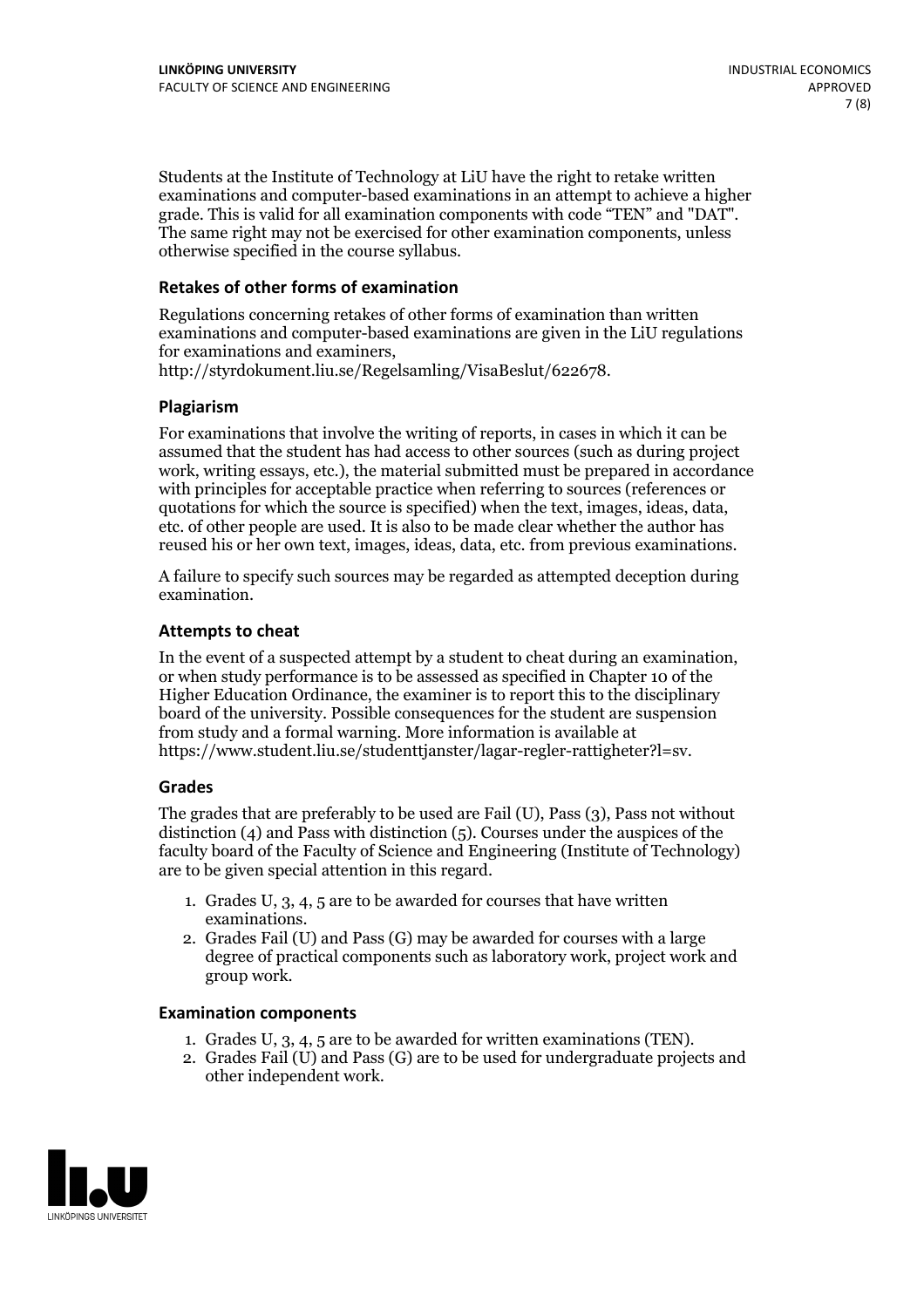Students at the Institute of Technology at LiU have the right to retake written examinations and computer-based examinations in an attempt to achieve a higher grade. This is valid for all examination components with code "TEN" and "DAT". The same right may not be exercised for other examination components, unless otherwise specified in the course syllabus.

### Retakes of other forms of examination

Regulations concerning retakes of other forms of examination than written examinations and computer-based examinations are given in the LiU regulations for examinations and examiners, http://styrdokument.liu.se/Regelsamling/VisaBeslut/622678.

### Plagiarism

For examinations that involve the writing of reports, in cases in which it can be assumed that the student has had access to other sources (such as during project work, writing essays, etc.), the material submitted must be prepared in accordance with principles for acceptable practice when referring to sources (references or quotations for which the source is specified) when the text, images, ideas, data, etc. of other people are used. It is also to be made clear whether the author has reused his or her own text, images, ideas, data, etc. from previous examinations.

A failure to specify such sources may be regarded as attempted deception during examination.

### Attempts to cheat

In the event of a suspected attempt by a student to cheat during an examination, or when study performance is to be assessed as specified in Chapter 10 of the Higher Education Ordinance, the examiner is to report this to the disciplinary board of the university. Possible consequences for the student are suspension from study and a formal warning. More information is available at https://www.student.liu.se/studenttjanster/lagar-regler-rattigheter?l=sv.

### Grades

The grades that are preferably to be used are Fail (U), Pass (3), Pass not without distinction (4) and Pass with distinction (5). Courses under the auspices of the faculty board of the Faculty of Science and Engineering (Institute of Technology) are to be given special attention in this regard.

1. Grades U, 3, 4, 5 are to be awarded for courses that have written examinations.
2. Grades Fail (U) and Pass (G) may be awarded for courses with a large degree of practical components such as laboratory work, project work and group work.

### Examination components

1. Grades U, 3, 4, 5 are to be awarded for written examinations (TEN).
2. Grades Fail (U) and Pass (G) are to be used for undergraduate projects and other independent work.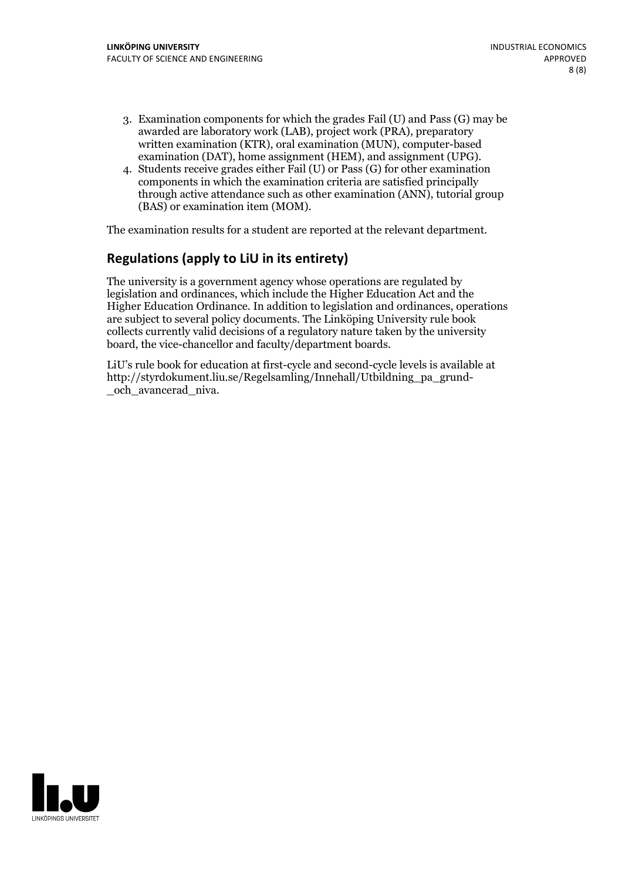3. Examination components for which the grades Fail (U) and Pass (G) may be awarded are laboratory work (LAB), project work (PRA), preparatory written examination (KTR), oral examination (MUN), computer-based examination (DAT), home assignment (HEM), and assignment (UPG).
4. Students receive grades either Fail (U) or Pass (G) for other examination components in which the examination criteria are satisfied principally through active attendance such as other examination (ANN), tutorial group (BAS) or examination item (MOM).

The examination results for a student are reported at the relevant department.

## Regulations (apply to LiU in its entirety)

The university is a government agency whose operations are regulated by legislation and ordinances, which include the Higher Education Act and the Higher Education Ordinance. In addition to legislation and ordinances, operations are subject to several policy documents. The Linköping University rule book collects currently valid decisions of a regulatory nature taken by the university board, the vice-chancellor and faculty/department boards.

LiU's rule book for education at first-cycle and second-cycle levels is available at http://styrdokument.liu.se/Regelsamling/Innehall/Utbildning_pa_grund-_och_avancerad_niva.